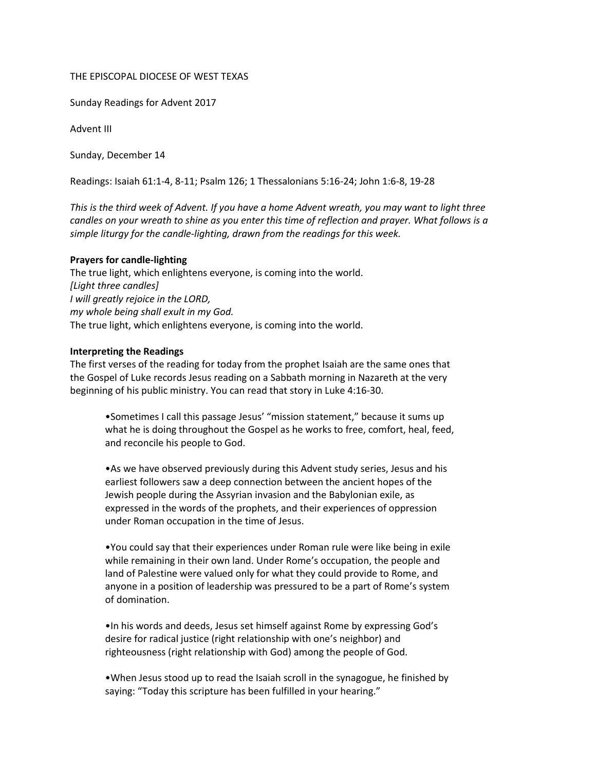THE EPISCOPAL DIOCESE OF WEST TEXAS

Sunday Readings for Advent 2017

Advent III

Sunday, December 14

Readings: Isaiah 61:1-4, 8-11; Psalm 126; 1 Thessalonians 5:16-24; John 1:6-8, 19-28

*This is the third week of Advent. If you have a home Advent wreath, you may want to light three candles on your wreath to shine as you enter this time of reflection and prayer. What follows is a simple liturgy for the candle-lighting, drawn from the readings for this week.*

**Prayers for candle-lighting**

The true light, which enlightens everyone, is coming into the world.
*[Light three candles]*
*I will greatly rejoice in the LORD,*
*my whole being shall exult in my God.*
The true light, which enlightens everyone, is coming into the world.

**Interpreting the Readings**

The first verses of the reading for today from the prophet Isaiah are the same ones that the Gospel of Luke records Jesus reading on a Sabbath morning in Nazareth at the very beginning of his public ministry. You can read that story in Luke 4:16-30.

- Sometimes I call this passage Jesus' "mission statement," because it sums up what he is doing throughout the Gospel as he works to free, comfort, heal, feed, and reconcile his people to God.

- As we have observed previously during this Advent study series, Jesus and his earliest followers saw a deep connection between the ancient hopes of the Jewish people during the Assyrian invasion and the Babylonian exile, as expressed in the words of the prophets, and their experiences of oppression under Roman occupation in the time of Jesus.

- You could say that their experiences under Roman rule were like being in exile while remaining in their own land. Under Rome's occupation, the people and land of Palestine were valued only for what they could provide to Rome, and anyone in a position of leadership was pressured to be a part of Rome's system of domination.

- In his words and deeds, Jesus set himself against Rome by expressing God's desire for radical justice (right relationship with one's neighbor) and righteousness (right relationship with God) among the people of God.

- When Jesus stood up to read the Isaiah scroll in the synagogue, he finished by saying: "Today this scripture has been fulfilled in your hearing."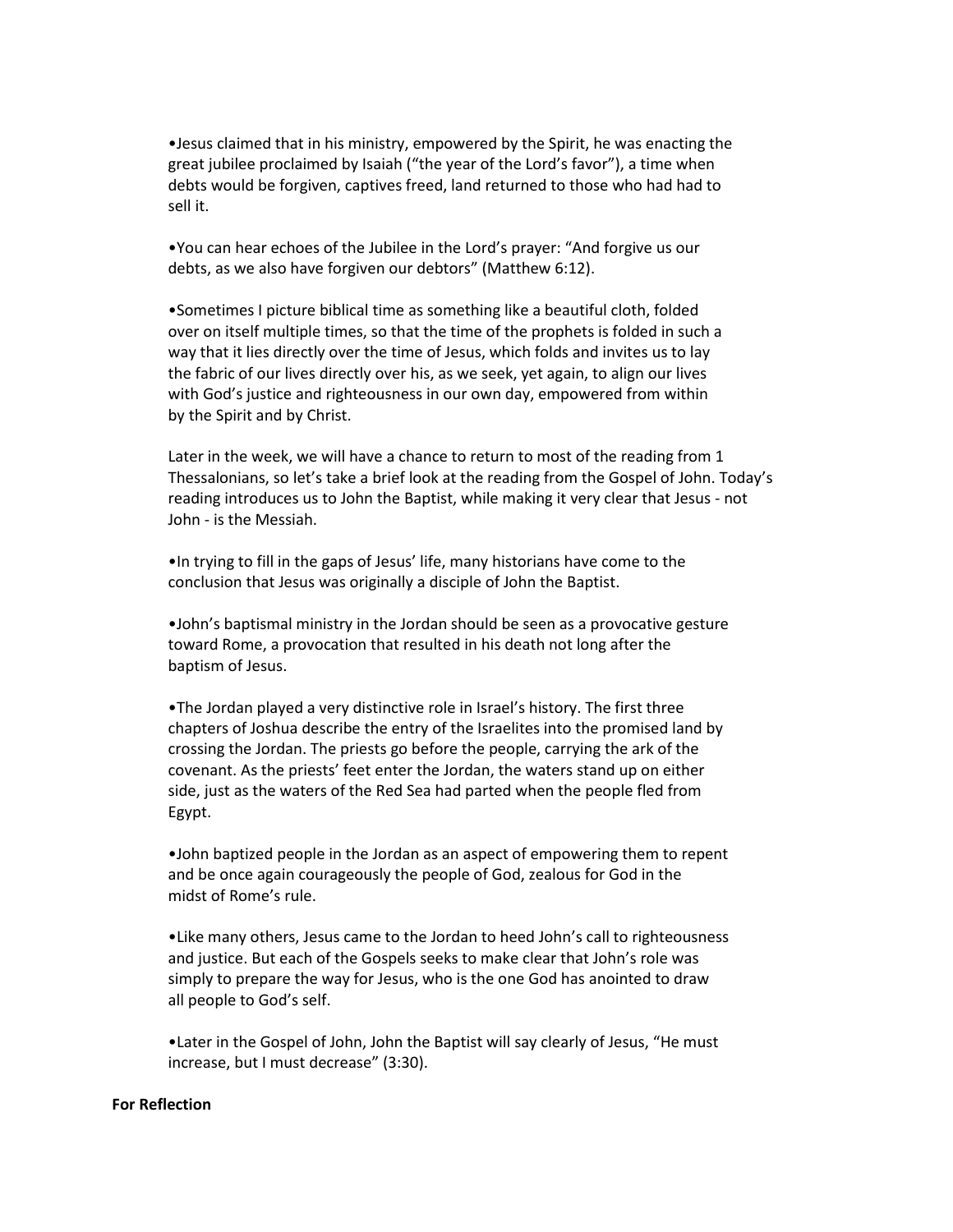•Jesus claimed that in his ministry, empowered by the Spirit, he was enacting the great jubilee proclaimed by Isaiah ("the year of the Lord's favor"), a time when debts would be forgiven, captives freed, land returned to those who had had to sell it.

•You can hear echoes of the Jubilee in the Lord's prayer: "And forgive us our debts, as we also have forgiven our debtors" (Matthew 6:12).

•Sometimes I picture biblical time as something like a beautiful cloth, folded over on itself multiple times, so that the time of the prophets is folded in such a way that it lies directly over the time of Jesus, which folds and invites us to lay the fabric of our lives directly over his, as we seek, yet again, to align our lives with God's justice and righteousness in our own day, empowered from within by the Spirit and by Christ.

Later in the week, we will have a chance to return to most of the reading from 1 Thessalonians, so let's take a brief look at the reading from the Gospel of John. Today's reading introduces us to John the Baptist, while making it very clear that Jesus - not John - is the Messiah.

•In trying to fill in the gaps of Jesus' life, many historians have come to the conclusion that Jesus was originally a disciple of John the Baptist.

•John's baptismal ministry in the Jordan should be seen as a provocative gesture toward Rome, a provocation that resulted in his death not long after the baptism of Jesus.

•The Jordan played a very distinctive role in Israel's history. The first three chapters of Joshua describe the entry of the Israelites into the promised land by crossing the Jordan. The priests go before the people, carrying the ark of the covenant. As the priests' feet enter the Jordan, the waters stand up on either side, just as the waters of the Red Sea had parted when the people fled from Egypt.

•John baptized people in the Jordan as an aspect of empowering them to repent and be once again courageously the people of God, zealous for God in the midst of Rome's rule.

•Like many others, Jesus came to the Jordan to heed John's call to righteousness and justice. But each of the Gospels seeks to make clear that John's role was simply to prepare the way for Jesus, who is the one God has anointed to draw all people to God's self.

•Later in the Gospel of John, John the Baptist will say clearly of Jesus, "He must increase, but I must decrease" (3:30).

**For Reflection**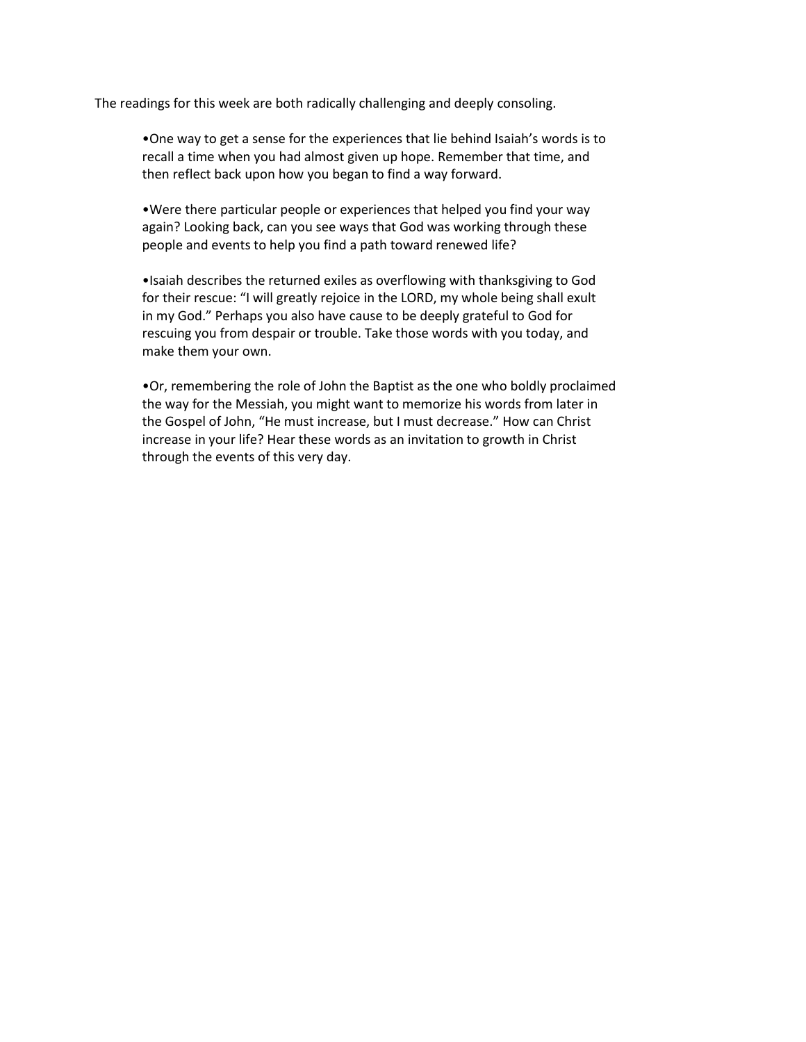The readings for this week are both radically challenging and deeply consoling.

- One way to get a sense for the experiences that lie behind Isaiah's words is to recall a time when you had almost given up hope. Remember that time, and then reflect back upon how you began to find a way forward.

- Were there particular people or experiences that helped you find your way again? Looking back, can you see ways that God was working through these people and events to help you find a path toward renewed life?

- Isaiah describes the returned exiles as overflowing with thanksgiving to God for their rescue: "I will greatly rejoice in the LORD, my whole being shall exult in my God." Perhaps you also have cause to be deeply grateful to God for rescuing you from despair or trouble. Take those words with you today, and make them your own.

- Or, remembering the role of John the Baptist as the one who boldly proclaimed the way for the Messiah, you might want to memorize his words from later in the Gospel of John, "He must increase, but I must decrease." How can Christ increase in your life? Hear these words as an invitation to growth in Christ through the events of this very day.